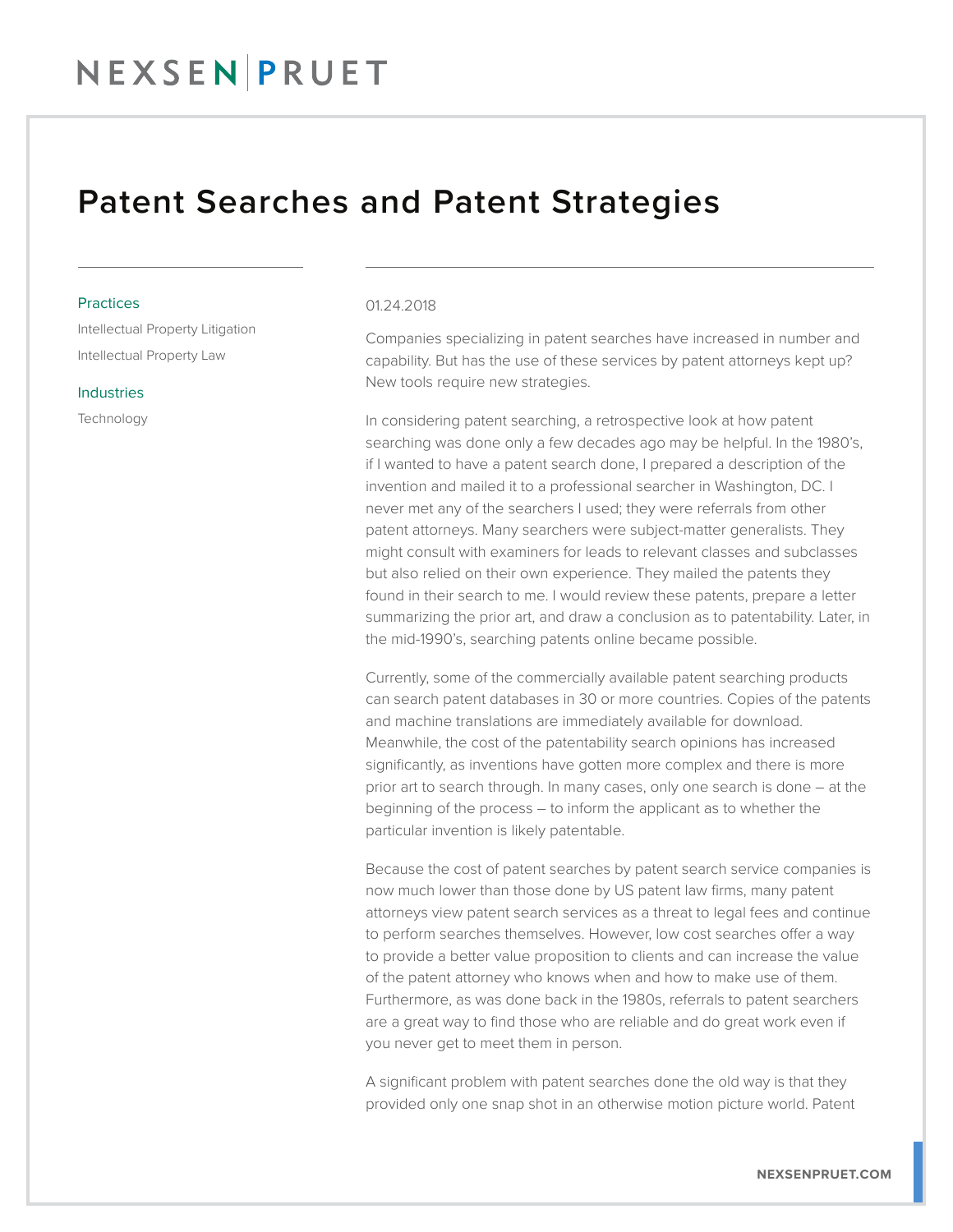# Patent Searches and Patent Strategies

**Practices**

Intellectual Property Litigation

Intellectual Property Law

**Industries**

Technology

01.24.2018

Companies specializing in patent searches have increased in number and capability. But has the use of these services by patent attorneys kept up? New tools require new strategies.

In considering patent searching, a retrospective look at how patent searching was done only a few decades ago may be helpful. In the 1980's, if I wanted to have a patent search done, I prepared a description of the invention and mailed it to a professional searcher in Washington, DC. I never met any of the searchers I used; they were referrals from other patent attorneys. Many searchers were subject-matter generalists. They might consult with examiners for leads to relevant classes and subclasses but also relied on their own experience. They mailed the patents they found in their search to me. I would review these patents, prepare a letter summarizing the prior art, and draw a conclusion as to patentability. Later, in the mid-1990's, searching patents online became possible.

Currently, some of the commercially available patent searching products can search patent databases in 30 or more countries. Copies of the patents and machine translations are immediately available for download. Meanwhile, the cost of the patentability search opinions has increased significantly, as inventions have gotten more complex and there is more prior art to search through. In many cases, only one search is done – at the beginning of the process – to inform the applicant as to whether the particular invention is likely patentable.

Because the cost of patent searches by patent search service companies is now much lower than those done by US patent law firms, many patent attorneys view patent search services as a threat to legal fees and continue to perform searches themselves. However, low cost searches offer a way to provide a better value proposition to clients and can increase the value of the patent attorney who knows when and how to make use of them. Furthermore, as was done back in the 1980s, referrals to patent searchers are a great way to find those who are reliable and do great work even if you never get to meet them in person.

A significant problem with patent searches done the old way is that they provided only one snap shot in an otherwise motion picture world. Patent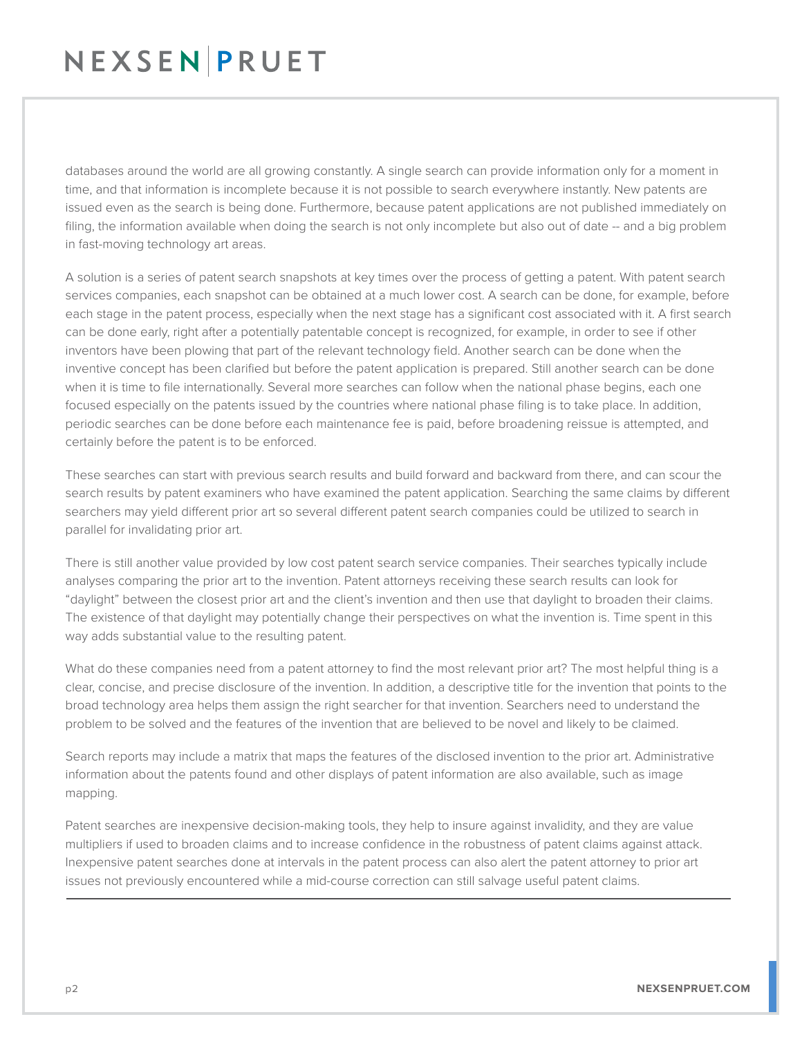databases around the world are all growing constantly. A single search can provide information only for a moment in time, and that information is incomplete because it is not possible to search everywhere instantly. New patents are issued even as the search is being done. Furthermore, because patent applications are not published immediately on filing, the information available when doing the search is not only incomplete but also out of date -- and a big problem in fast-moving technology art areas.

A solution is a series of patent search snapshots at key times over the process of getting a patent. With patent search services companies, each snapshot can be obtained at a much lower cost. A search can be done, for example, before each stage in the patent process, especially when the next stage has a significant cost associated with it. A first search can be done early, right after a potentially patentable concept is recognized, for example, in order to see if other inventors have been plowing that part of the relevant technology field. Another search can be done when the inventive concept has been clarified but before the patent application is prepared. Still another search can be done when it is time to file internationally. Several more searches can follow when the national phase begins, each one focused especially on the patents issued by the countries where national phase filing is to take place. In addition, periodic searches can be done before each maintenance fee is paid, before broadening reissue is attempted, and certainly before the patent is to be enforced.

These searches can start with previous search results and build forward and backward from there, and can scour the search results by patent examiners who have examined the patent application. Searching the same claims by different searchers may yield different prior art so several different patent search companies could be utilized to search in parallel for invalidating prior art.

There is still another value provided by low cost patent search service companies. Their searches typically include analyses comparing the prior art to the invention. Patent attorneys receiving these search results can look for "daylight" between the closest prior art and the client's invention and then use that daylight to broaden their claims. The existence of that daylight may potentially change their perspectives on what the invention is. Time spent in this way adds substantial value to the resulting patent.

What do these companies need from a patent attorney to find the most relevant prior art? The most helpful thing is a clear, concise, and precise disclosure of the invention. In addition, a descriptive title for the invention that points to the broad technology area helps them assign the right searcher for that invention. Searchers need to understand the problem to be solved and the features of the invention that are believed to be novel and likely to be claimed.

Search reports may include a matrix that maps the features of the disclosed invention to the prior art. Administrative information about the patents found and other displays of patent information are also available, such as image mapping.

Patent searches are inexpensive decision-making tools, they help to insure against invalidity, and they are value multipliers if used to broaden claims and to increase confidence in the robustness of patent claims against attack. Inexpensive patent searches done at intervals in the patent process can also alert the patent attorney to prior art issues not previously encountered while a mid-course correction can still salvage useful patent claims.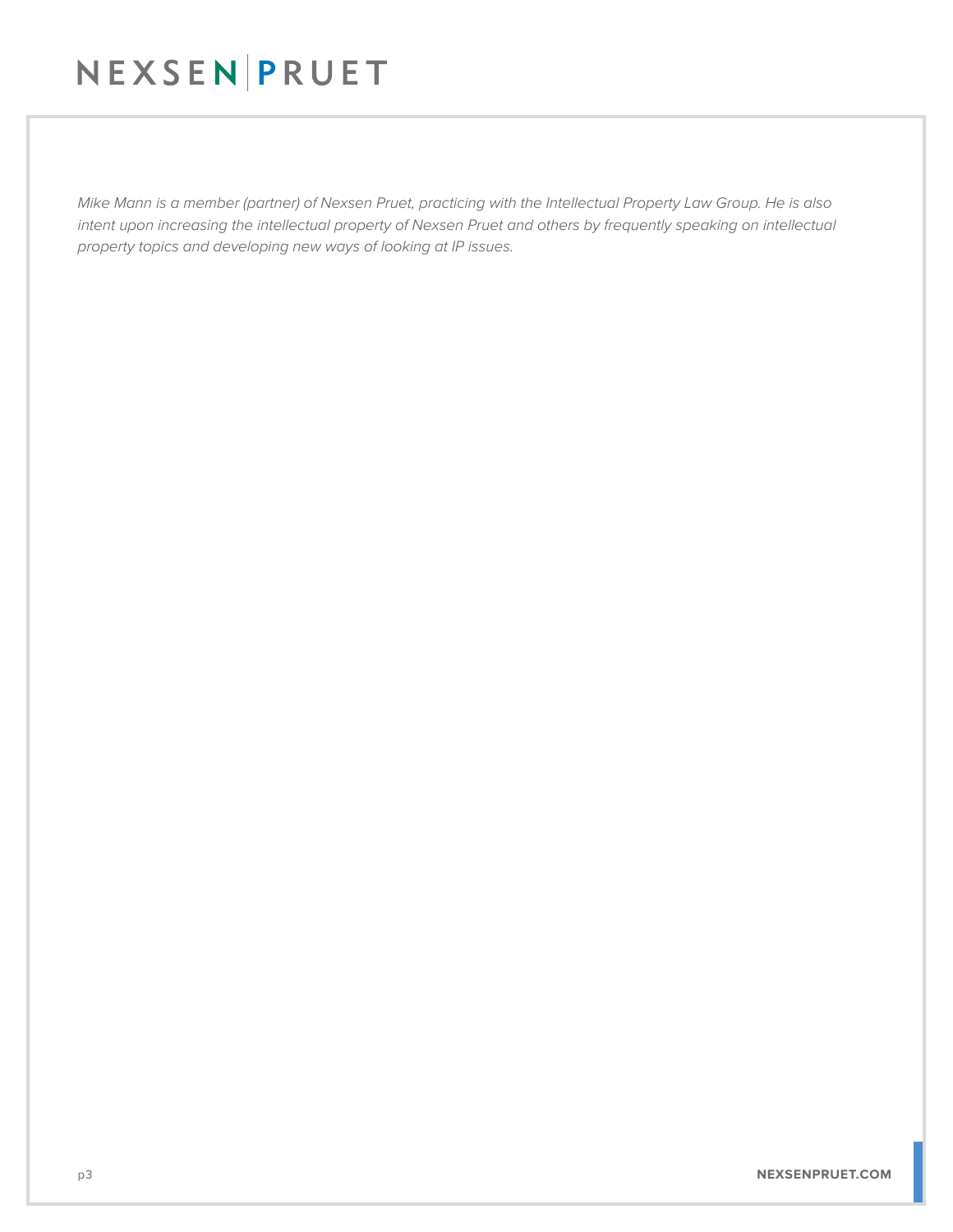*Mike Mann is a member (partner) of Nexsen Pruet, practicing with the Intellectual Property Law Group. He is also intent upon increasing the intellectual property of Nexsen Pruet and others by frequently speaking on intellectual property topics and developing new ways of looking at IP issues.*